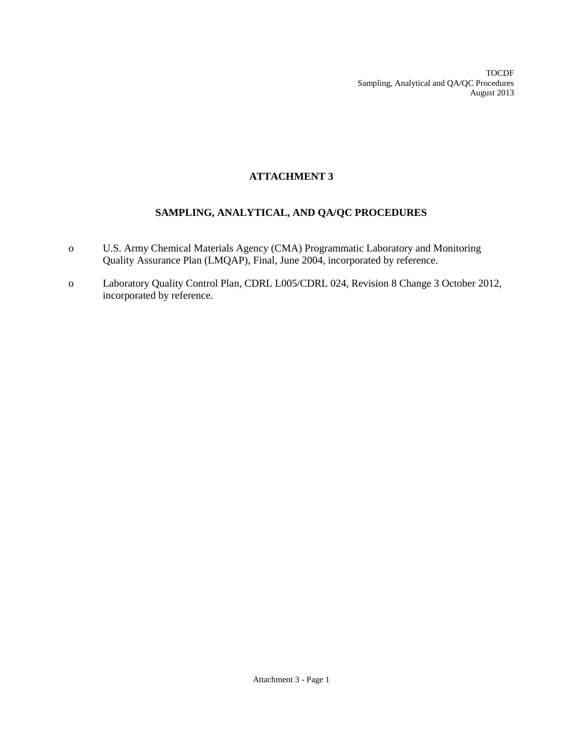# ATTACHMENT 3

## SAMPLING, ANALYTICAL, AND QA/QC PROCEDURES

- U.S. Army Chemical Materials Agency (CMA) Programmatic Laboratory and Monitoring Quality Assurance Plan (LMQAP), Final, June 2004, incorporated by reference.
- Laboratory Quality Control Plan, CDRL L005/CDRL 024, Revision 8 Change 3 October 2012, incorporated by reference.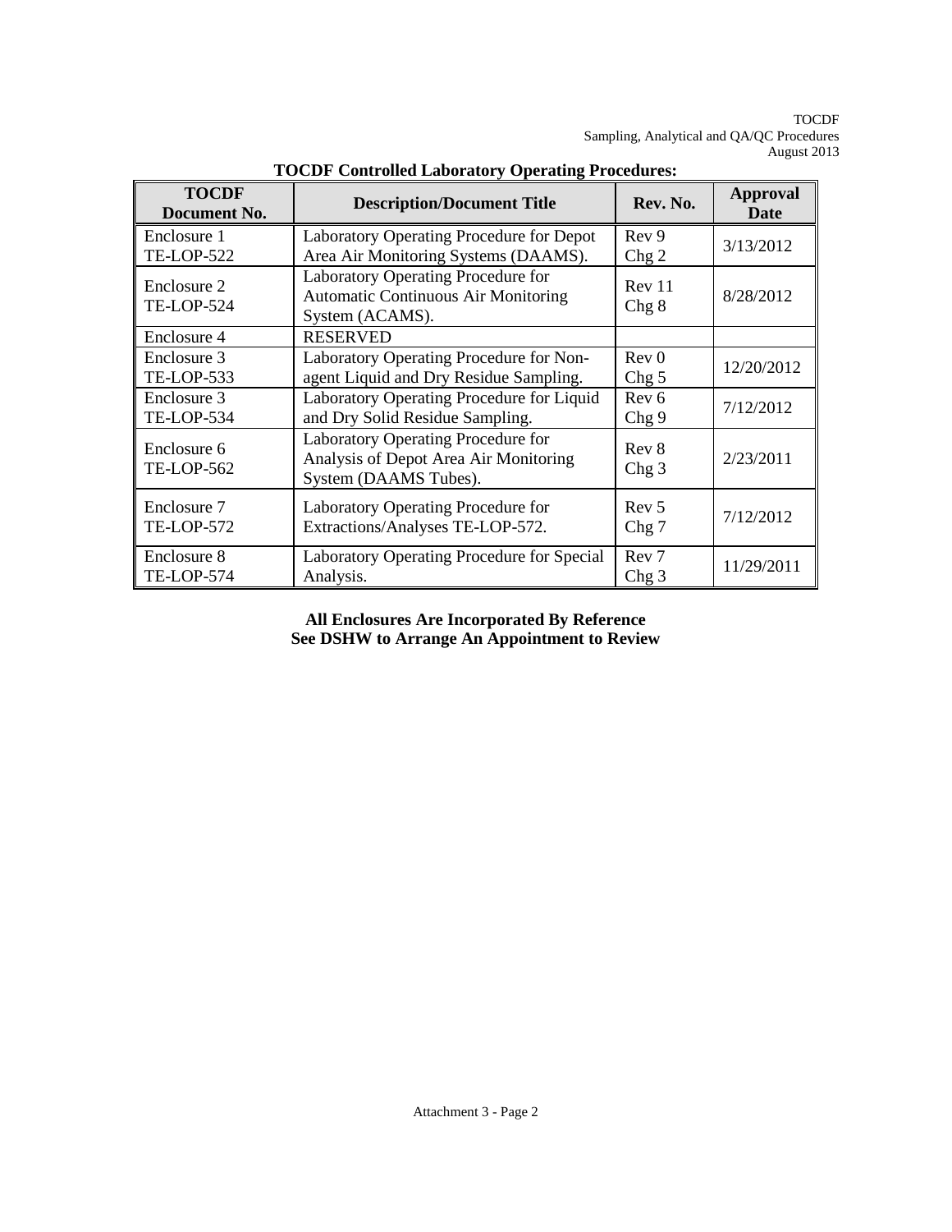**TOCDF Controlled Laboratory Operating Procedures:**

| TOCDF Document No. | Description/Document Title | Rev. No. | Approval Date |
|---|---|---|---|
| Enclosure 1 TE-LOP-522 | Laboratory Operating Procedure for Depot Area Air Monitoring Systems (DAAMS). | Rev 9 Chg 2 | 3/13/2012 |
| Enclosure 2 TE-LOP-524 | Laboratory Operating Procedure for Automatic Continuous Air Monitoring System (ACAMS). | Rev 11 Chg 8 | 8/28/2012 |
| Enclosure 4 | RESERVED | | |
| Enclosure 3 TE-LOP-533 | Laboratory Operating Procedure for Non-agent Liquid and Dry Residue Sampling. | Rev 0 Chg 5 | 12/20/2012 |
| Enclosure 3 TE-LOP-534 | Laboratory Operating Procedure for Liquid and Dry Solid Residue Sampling. | Rev 6 Chg 9 | 7/12/2012 |
| Enclosure 6 TE-LOP-562 | Laboratory Operating Procedure for Analysis of Depot Area Air Monitoring System (DAAMS Tubes). | Rev 8 Chg 3 | 2/23/2011 |
| Enclosure 7 TE-LOP-572 | Laboratory Operating Procedure for Extractions/Analyses TE-LOP-572. | Rev 5 Chg 7 | 7/12/2012 |
| Enclosure 8 TE-LOP-574 | Laboratory Operating Procedure for Special Analysis. | Rev 7 Chg 3 | 11/29/2011 |

**All Enclosures Are Incorporated By Reference**
**See DSHW to Arrange An Appointment to Review**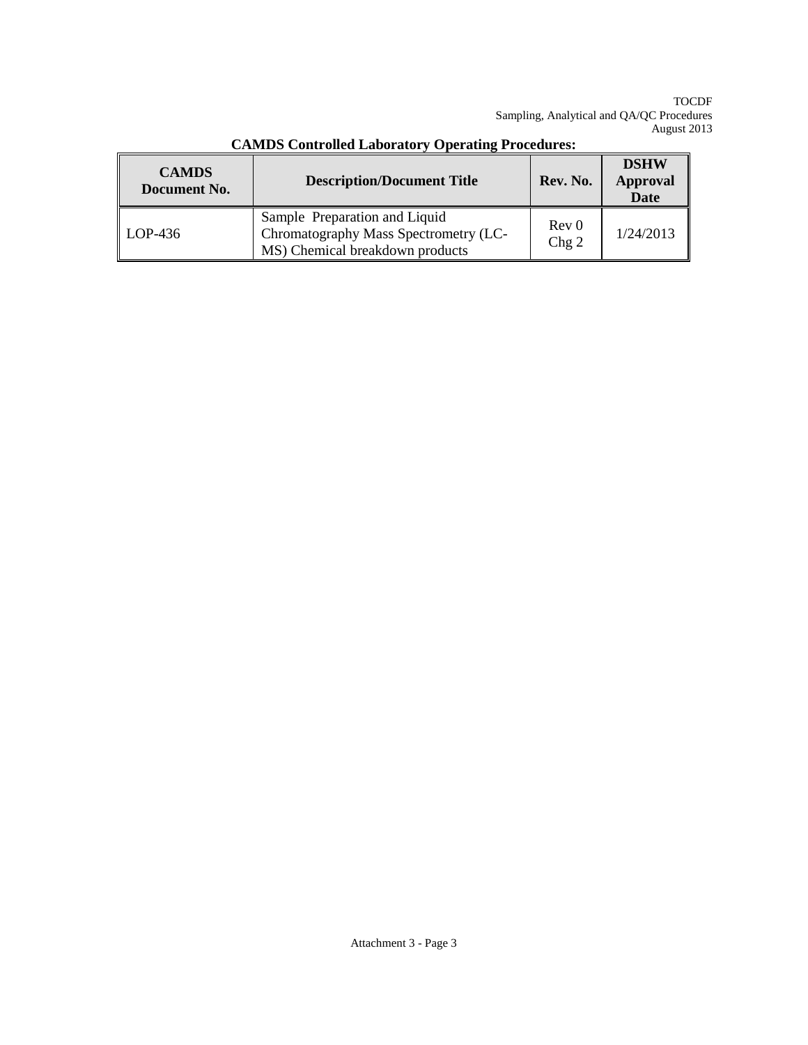**CAMDS Controlled Laboratory Operating Procedures:**

| CAMDS Document No. | Description/Document Title | Rev. No. | DSHW Approval Date |
|---|---|---|---|
| LOP-436 | Sample Preparation and Liquid Chromatography Mass Spectrometry (LC-MS) Chemical breakdown products | Rev 0 Chg 2 | 1/24/2013 |